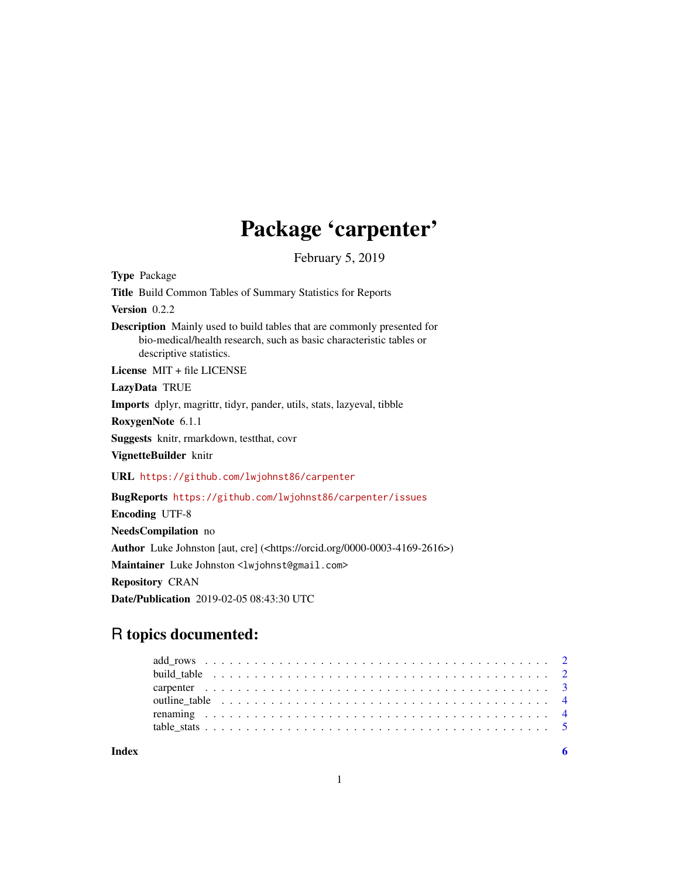# Package 'carpenter'

February 5, 2019

**Type** Package

**Title** Build Common Tables of Summary Statistics for Reports

**Version** 0.2.2

**Description** Mainly used to build tables that are commonly presented for bio-medical/health research, such as basic characteristic tables or descriptive statistics.

**License** MIT + file LICENSE

**LazyData** TRUE

**Imports** dplyr, magrittr, tidyr, pander, utils, stats, lazyeval, tibble

**RoxygenNote** 6.1.1

**Suggests** knitr, rmarkdown, testthat, covr

**VignetteBuilder** knitr

**URL** https://github.com/lwjohnst86/carpenter

**BugReports** https://github.com/lwjohnst86/carpenter/issues

**Encoding** UTF-8

**NeedsCompilation** no

**Author** Luke Johnston [aut, cre] (<https://orcid.org/0000-0003-4169-2616>)

**Maintainer** Luke Johnston <lwjohnst@gmail.com>

**Repository** CRAN

**Date/Publication** 2019-02-05 08:43:30 UTC

## R topics documented:

- add_rows . . . . . . . . . . . . . . . . . . . . . . . . . . . . . . . . . . . . . . . . 2
- build_table . . . . . . . . . . . . . . . . . . . . . . . . . . . . . . . . . . . . . . . 2
- carpenter . . . . . . . . . . . . . . . . . . . . . . . . . . . . . . . . . . . . . . . . 3
- outline_table . . . . . . . . . . . . . . . . . . . . . . . . . . . . . . . . . . . . . . 4
- renaming . . . . . . . . . . . . . . . . . . . . . . . . . . . . . . . . . . . . . . . . 4
- table_stats . . . . . . . . . . . . . . . . . . . . . . . . . . . . . . . . . . . . . . . 5

**Index** **6**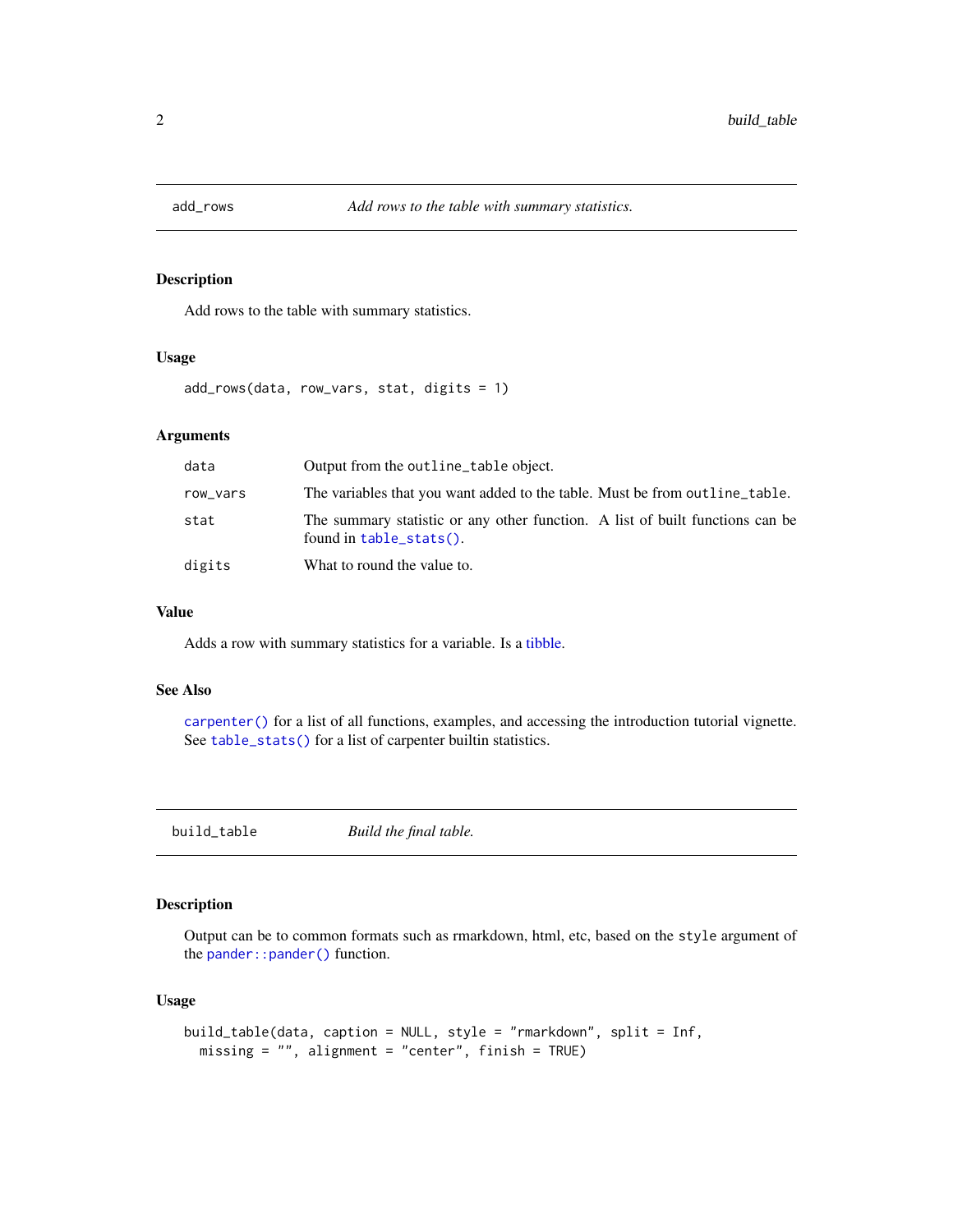## add_rows — *Add rows to the table with summary statistics.*

### Description

Add rows to the table with summary statistics.

### Usage

```
add_rows(data, row_vars, stat, digits = 1)
```

### Arguments

| | |
|---|---|
| `data` | Output from the `outline_table` object. |
| `row_vars` | The variables that you want added to the table. Must be from `outline_table`. |
| `stat` | The summary statistic or any other function. A list of built functions can be found in `table_stats()`. |
| `digits` | What to round the value to. |

### Value

Adds a row with summary statistics for a variable. Is a tibble.

### See Also

`carpenter()` for a list of all functions, examples, and accessing the introduction tutorial vignette. See `table_stats()` for a list of carpenter builtin statistics.

## build_table — *Build the final table.*

### Description

Output can be to common formats such as rmarkdown, html, etc, based on the `style` argument of the `pander::pander()` function.

### Usage

```
build_table(data, caption = NULL, style = "rmarkdown", split = Inf,
  missing = "", alignment = "center", finish = TRUE)
```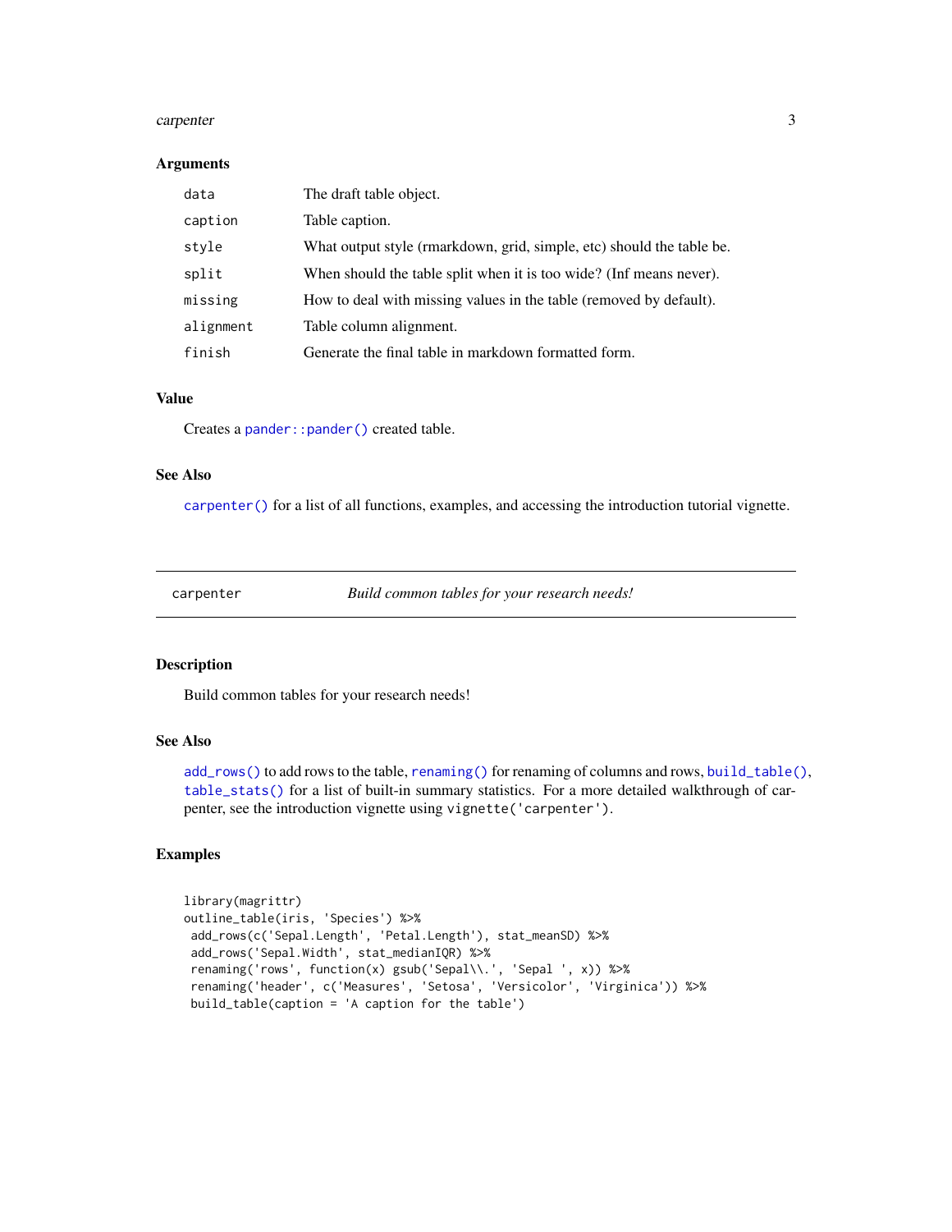### Arguments

| | |
|---|---|
| `data` | The draft table object. |
| `caption` | Table caption. |
| `style` | What output style (rmarkdown, grid, simple, etc) should the table be. |
| `split` | When should the table split when it is too wide? (Inf means never). |
| `missing` | How to deal with missing values in the table (removed by default). |
| `alignment` | Table column alignment. |
| `finish` | Generate the final table in markdown formatted form. |

### Value

Creates a `pander::pander()` created table.

### See Also

`carpenter()` for a list of all functions, examples, and accessing the introduction tutorial vignette.

---

## carpenter — *Build common tables for your research needs!*

### Description

Build common tables for your research needs!

### See Also

`add_rows()` to add rows to the table, `renaming()` for renaming of columns and rows, `build_table()`, `table_stats()` for a list of built-in summary statistics. For a more detailed walkthrough of carpenter, see the introduction vignette using `vignette('carpenter')`.

### Examples

```
library(magrittr)
outline_table(iris, 'Species') %>%
 add_rows(c('Sepal.Length', 'Petal.Length'), stat_meanSD) %>%
 add_rows('Sepal.Width', stat_medianIQR) %>%
 renaming('rows', function(x) gsub('Sepal\\.', 'Sepal ', x)) %>%
 renaming('header', c('Measures', 'Setosa', 'Versicolor', 'Virginica')) %>%
 build_table(caption = 'A caption for the table')
```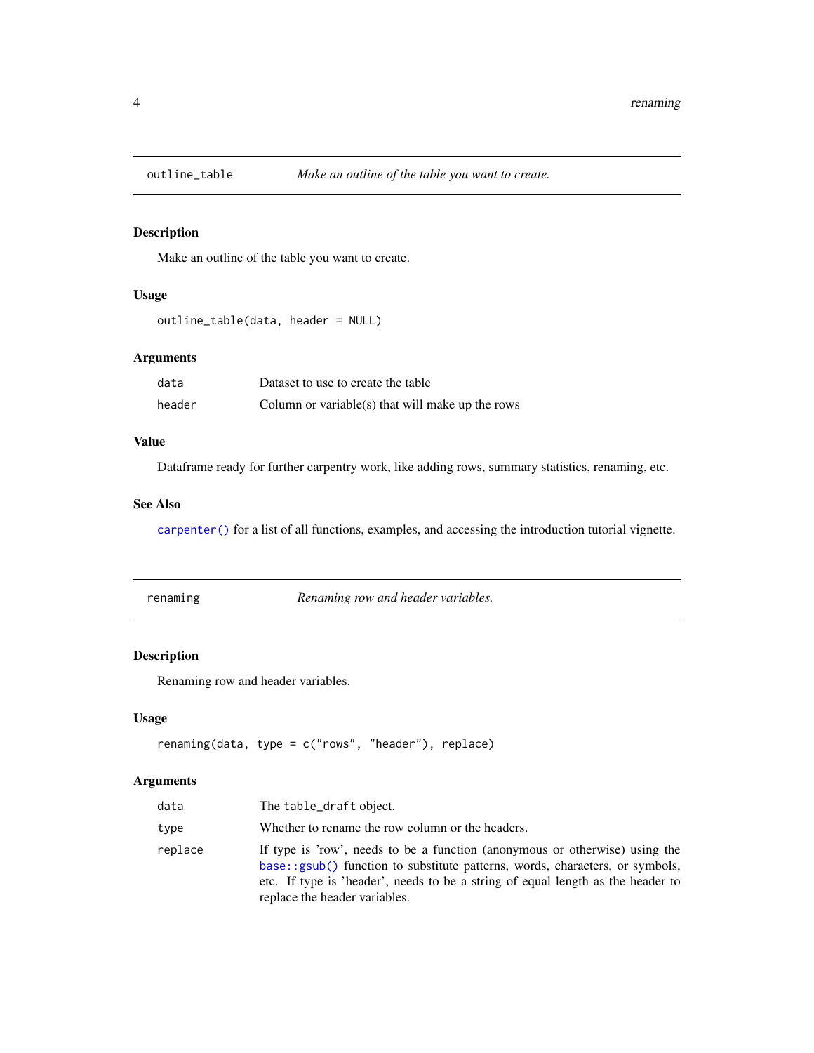## outline_table — *Make an outline of the table you want to create.*

### Description

Make an outline of the table you want to create.

### Usage

```
outline_table(data, header = NULL)
```

### Arguments

| | |
|---|---|
| `data` | Dataset to use to create the table |
| `header` | Column or variable(s) that will make up the rows |

### Value

Dataframe ready for further carpentry work, like adding rows, summary statistics, renaming, etc.

### See Also

`carpenter()` for a list of all functions, examples, and accessing the introduction tutorial vignette.

## renaming — *Renaming row and header variables.*

### Description

Renaming row and header variables.

### Usage

```
renaming(data, type = c("rows", "header"), replace)
```

### Arguments

| | |
|---|---|
| `data` | The `table_draft` object. |
| `type` | Whether to rename the row column or the headers. |
| `replace` | If type is 'row', needs to be a function (anonymous or otherwise) using the `base::gsub()` function to substitute patterns, words, characters, or symbols, etc. If type is 'header', needs to be a string of equal length as the header to replace the header variables. |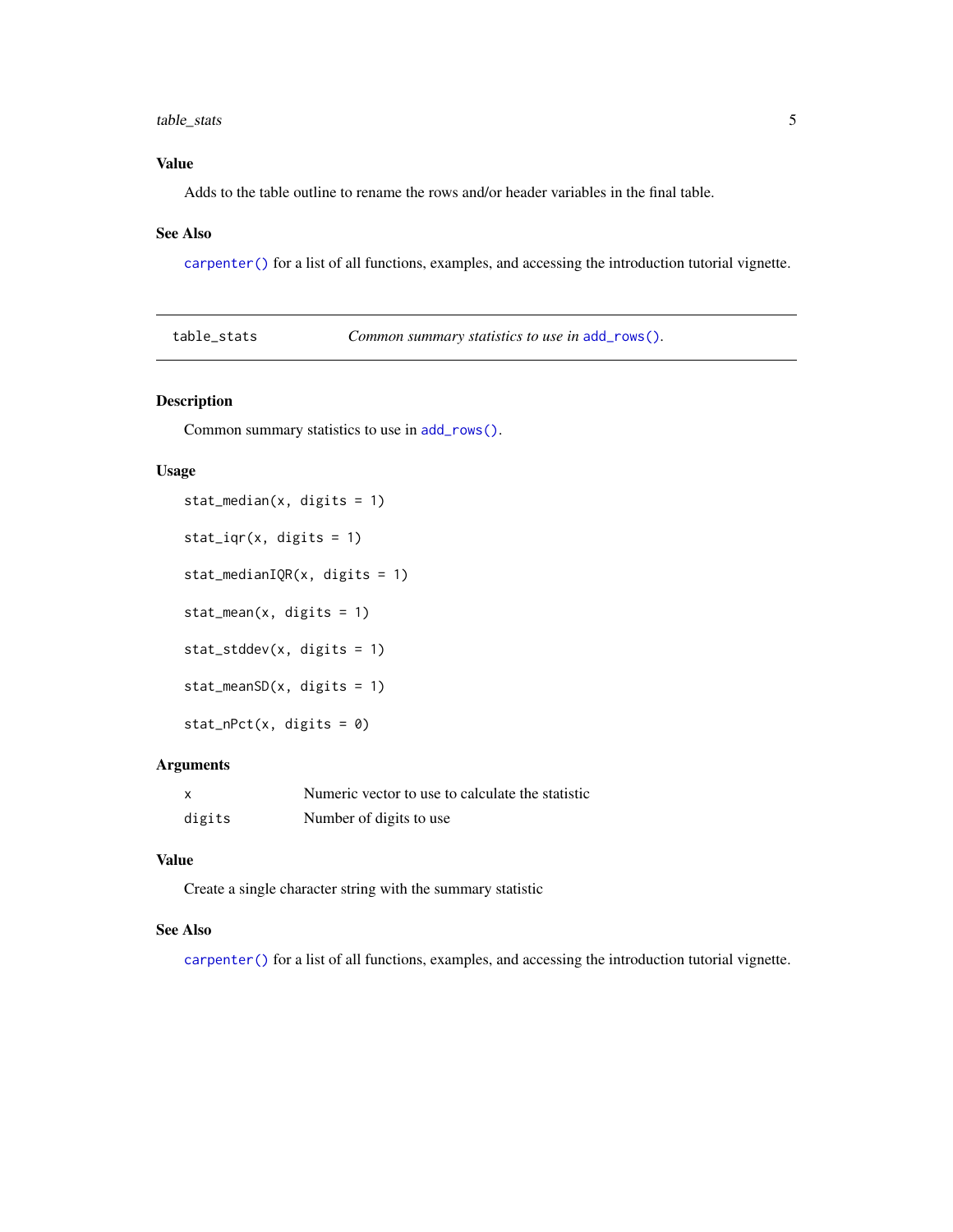## Value

Adds to the table outline to rename the rows and/or header variables in the final table.

## See Also

`carpenter()` for a list of all functions, examples, and accessing the introduction tutorial vignette.

---

# table_stats — *Common summary statistics to use in `add_rows()`.*

---

## Description

Common summary statistics to use in `add_rows()`.

## Usage

```
stat_median(x, digits = 1)

stat_iqr(x, digits = 1)

stat_medianIQR(x, digits = 1)

stat_mean(x, digits = 1)

stat_stddev(x, digits = 1)

stat_meanSD(x, digits = 1)

stat_nPct(x, digits = 0)
```

## Arguments

| | |
|---|---|
| `x` | Numeric vector to use to calculate the statistic |
| `digits` | Number of digits to use |

## Value

Create a single character string with the summary statistic

## See Also

`carpenter()` for a list of all functions, examples, and accessing the introduction tutorial vignette.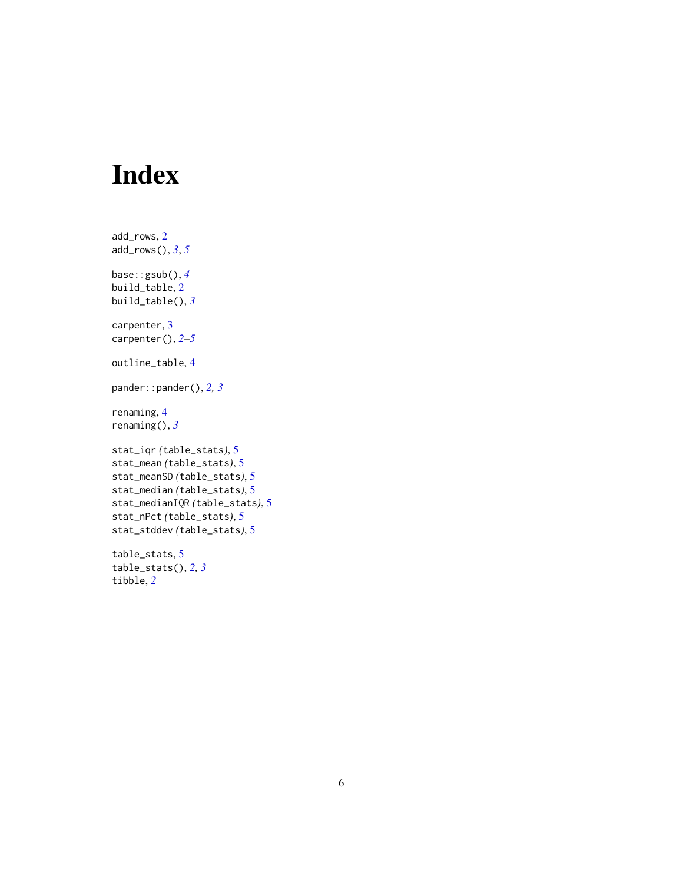# Index

add_rows, 2
add_rows(), *3*, *5*

base::gsub(), *4*
build_table, 2
build_table(), *3*

carpenter, 3
carpenter(), *2–5*

outline_table, 4

pander::pander(), *2, 3*

renaming, 4
renaming(), *3*

stat_iqr *(*table_stats*)*, 5
stat_mean *(*table_stats*)*, 5
stat_meanSD *(*table_stats*)*, 5
stat_median *(*table_stats*)*, 5
stat_medianIQR *(*table_stats*)*, 5
stat_nPct *(*table_stats*)*, 5
stat_stddev *(*table_stats*)*, 5

table_stats, 5
table_stats(), *2, 3*
tibble, *2*